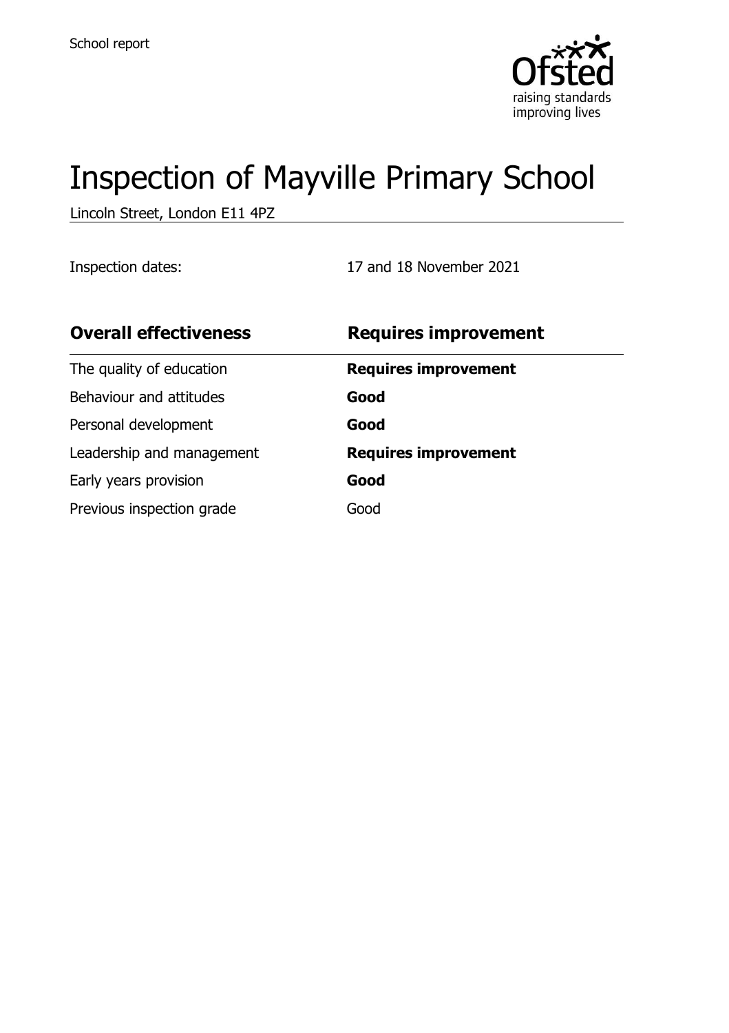School report

# Inspection of Mayville Primary School

Lincoln Street, London E11 4PZ

Inspection dates: 17 and 18 November 2021

| **Overall effectiveness** | **Requires improvement** |
|---|---|
| The quality of education | **Requires improvement** |
| Behaviour and attitudes | **Good** |
| Personal development | **Good** |
| Leadership and management | **Requires improvement** |
| Early years provision | **Good** |
| Previous inspection grade | Good |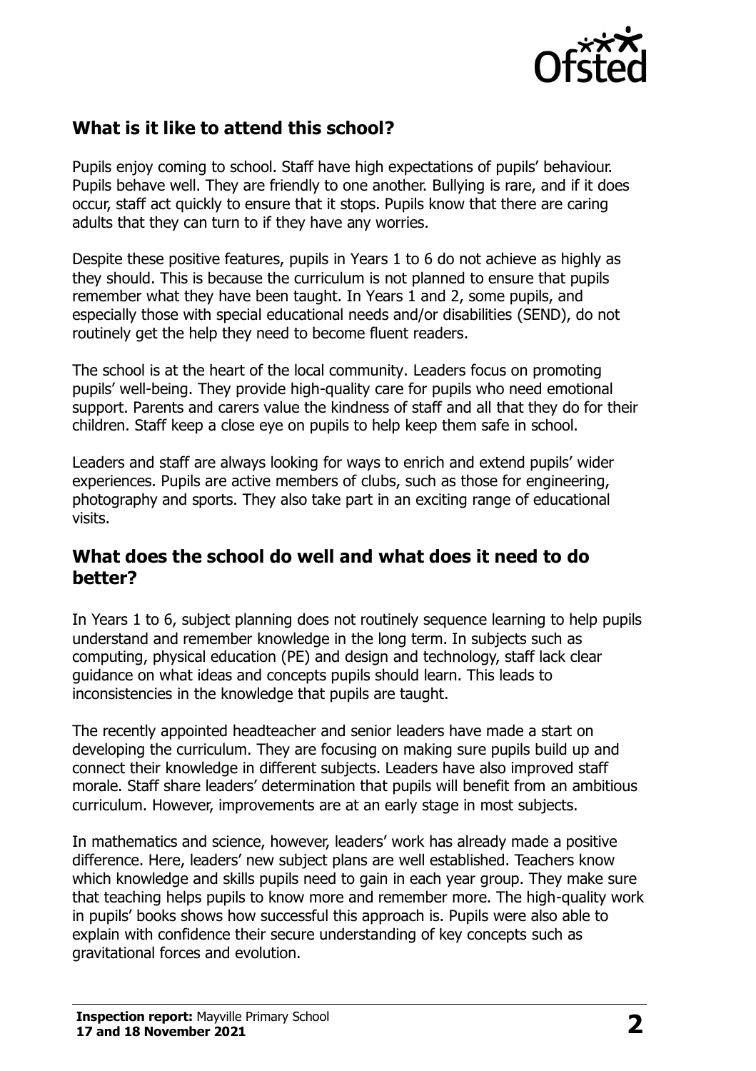## What is it like to attend this school?

Pupils enjoy coming to school. Staff have high expectations of pupils' behaviour. Pupils behave well. They are friendly to one another. Bullying is rare, and if it does occur, staff act quickly to ensure that it stops. Pupils know that there are caring adults that they can turn to if they have any worries.

Despite these positive features, pupils in Years 1 to 6 do not achieve as highly as they should. This is because the curriculum is not planned to ensure that pupils remember what they have been taught. In Years 1 and 2, some pupils, and especially those with special educational needs and/or disabilities (SEND), do not routinely get the help they need to become fluent readers.

The school is at the heart of the local community. Leaders focus on promoting pupils' well-being. They provide high-quality care for pupils who need emotional support. Parents and carers value the kindness of staff and all that they do for their children. Staff keep a close eye on pupils to help keep them safe in school.

Leaders and staff are always looking for ways to enrich and extend pupils' wider experiences. Pupils are active members of clubs, such as those for engineering, photography and sports. They also take part in an exciting range of educational visits.

## What does the school do well and what does it need to do better?

In Years 1 to 6, subject planning does not routinely sequence learning to help pupils understand and remember knowledge in the long term. In subjects such as computing, physical education (PE) and design and technology, staff lack clear guidance on what ideas and concepts pupils should learn. This leads to inconsistencies in the knowledge that pupils are taught.

The recently appointed headteacher and senior leaders have made a start on developing the curriculum. They are focusing on making sure pupils build up and connect their knowledge in different subjects. Leaders have also improved staff morale. Staff share leaders' determination that pupils will benefit from an ambitious curriculum. However, improvements are at an early stage in most subjects.

In mathematics and science, however, leaders' work has already made a positive difference. Here, leaders' new subject plans are well established. Teachers know which knowledge and skills pupils need to gain in each year group. They make sure that teaching helps pupils to know more and remember more. The high-quality work in pupils' books shows how successful this approach is. Pupils were also able to explain with confidence their secure understanding of key concepts such as gravitational forces and evolution.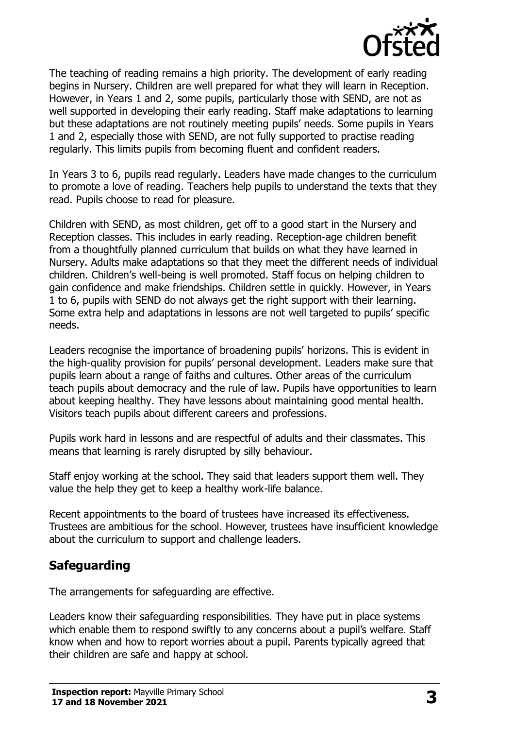The teaching of reading remains a high priority. The development of early reading begins in Nursery. Children are well prepared for what they will learn in Reception. However, in Years 1 and 2, some pupils, particularly those with SEND, are not as well supported in developing their early reading. Staff make adaptations to learning but these adaptations are not routinely meeting pupils' needs. Some pupils in Years 1 and 2, especially those with SEND, are not fully supported to practise reading regularly. This limits pupils from becoming fluent and confident readers.

In Years 3 to 6, pupils read regularly. Leaders have made changes to the curriculum to promote a love of reading. Teachers help pupils to understand the texts that they read. Pupils choose to read for pleasure.

Children with SEND, as most children, get off to a good start in the Nursery and Reception classes. This includes in early reading. Reception-age children benefit from a thoughtfully planned curriculum that builds on what they have learned in Nursery. Adults make adaptations so that they meet the different needs of individual children. Children's well-being is well promoted. Staff focus on helping children to gain confidence and make friendships. Children settle in quickly. However, in Years 1 to 6, pupils with SEND do not always get the right support with their learning. Some extra help and adaptations in lessons are not well targeted to pupils' specific needs.

Leaders recognise the importance of broadening pupils' horizons. This is evident in the high-quality provision for pupils' personal development. Leaders make sure that pupils learn about a range of faiths and cultures. Other areas of the curriculum teach pupils about democracy and the rule of law. Pupils have opportunities to learn about keeping healthy. They have lessons about maintaining good mental health. Visitors teach pupils about different careers and professions.

Pupils work hard in lessons and are respectful of adults and their classmates. This means that learning is rarely disrupted by silly behaviour.

Staff enjoy working at the school. They said that leaders support them well. They value the help they get to keep a healthy work-life balance.

Recent appointments to the board of trustees have increased its effectiveness. Trustees are ambitious for the school. However, trustees have insufficient knowledge about the curriculum to support and challenge leaders.

## Safeguarding

The arrangements for safeguarding are effective.

Leaders know their safeguarding responsibilities. They have put in place systems which enable them to respond swiftly to any concerns about a pupil's welfare. Staff know when and how to report worries about a pupil. Parents typically agreed that their children are safe and happy at school.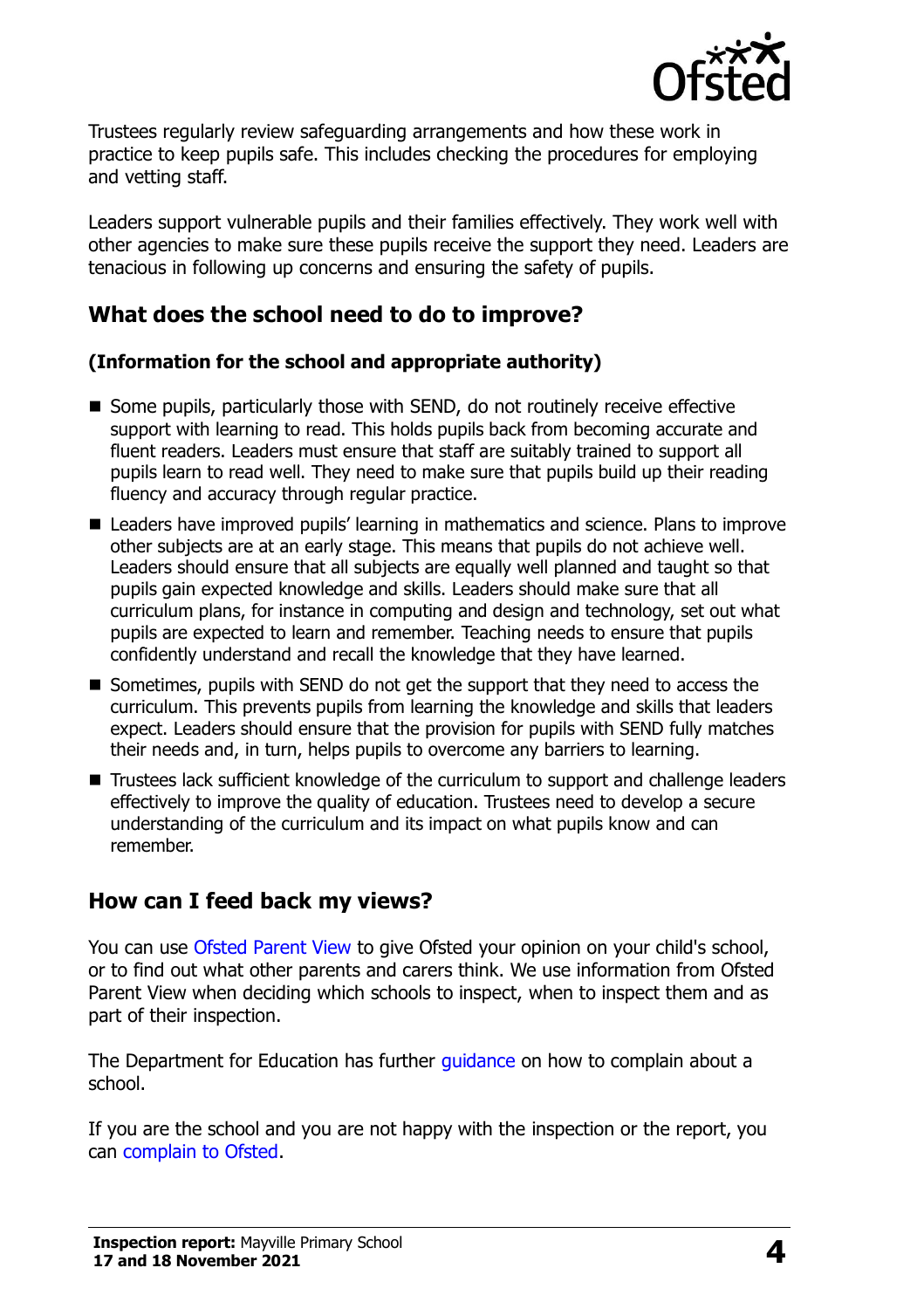Trustees regularly review safeguarding arrangements and how these work in practice to keep pupils safe. This includes checking the procedures for employing and vetting staff.

Leaders support vulnerable pupils and their families effectively. They work well with other agencies to make sure these pupils receive the support they need. Leaders are tenacious in following up concerns and ensuring the safety of pupils.

## What does the school need to do to improve?

### (Information for the school and appropriate authority)

- Some pupils, particularly those with SEND, do not routinely receive effective support with learning to read. This holds pupils back from becoming accurate and fluent readers. Leaders must ensure that staff are suitably trained to support all pupils learn to read well. They need to make sure that pupils build up their reading fluency and accuracy through regular practice.
- Leaders have improved pupils' learning in mathematics and science. Plans to improve other subjects are at an early stage. This means that pupils do not achieve well. Leaders should ensure that all subjects are equally well planned and taught so that pupils gain expected knowledge and skills. Leaders should make sure that all curriculum plans, for instance in computing and design and technology, set out what pupils are expected to learn and remember. Teaching needs to ensure that pupils confidently understand and recall the knowledge that they have learned.
- Sometimes, pupils with SEND do not get the support that they need to access the curriculum. This prevents pupils from learning the knowledge and skills that leaders expect. Leaders should ensure that the provision for pupils with SEND fully matches their needs and, in turn, helps pupils to overcome any barriers to learning.
- Trustees lack sufficient knowledge of the curriculum to support and challenge leaders effectively to improve the quality of education. Trustees need to develop a secure understanding of the curriculum and its impact on what pupils know and can remember.

## How can I feed back my views?

You can use Ofsted Parent View to give Ofsted your opinion on your child's school, or to find out what other parents and carers think. We use information from Ofsted Parent View when deciding which schools to inspect, when to inspect them and as part of their inspection.

The Department for Education has further guidance on how to complain about a school.

If you are the school and you are not happy with the inspection or the report, you can complain to Ofsted.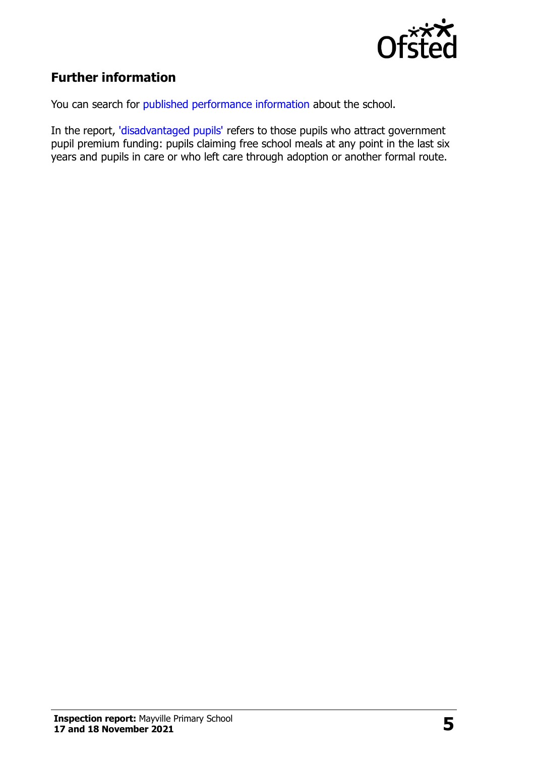## Further information

You can search for published performance information about the school.

In the report, 'disadvantaged pupils' refers to those pupils who attract government pupil premium funding: pupils claiming free school meals at any point in the last six years and pupils in care or who left care through adoption or another formal route.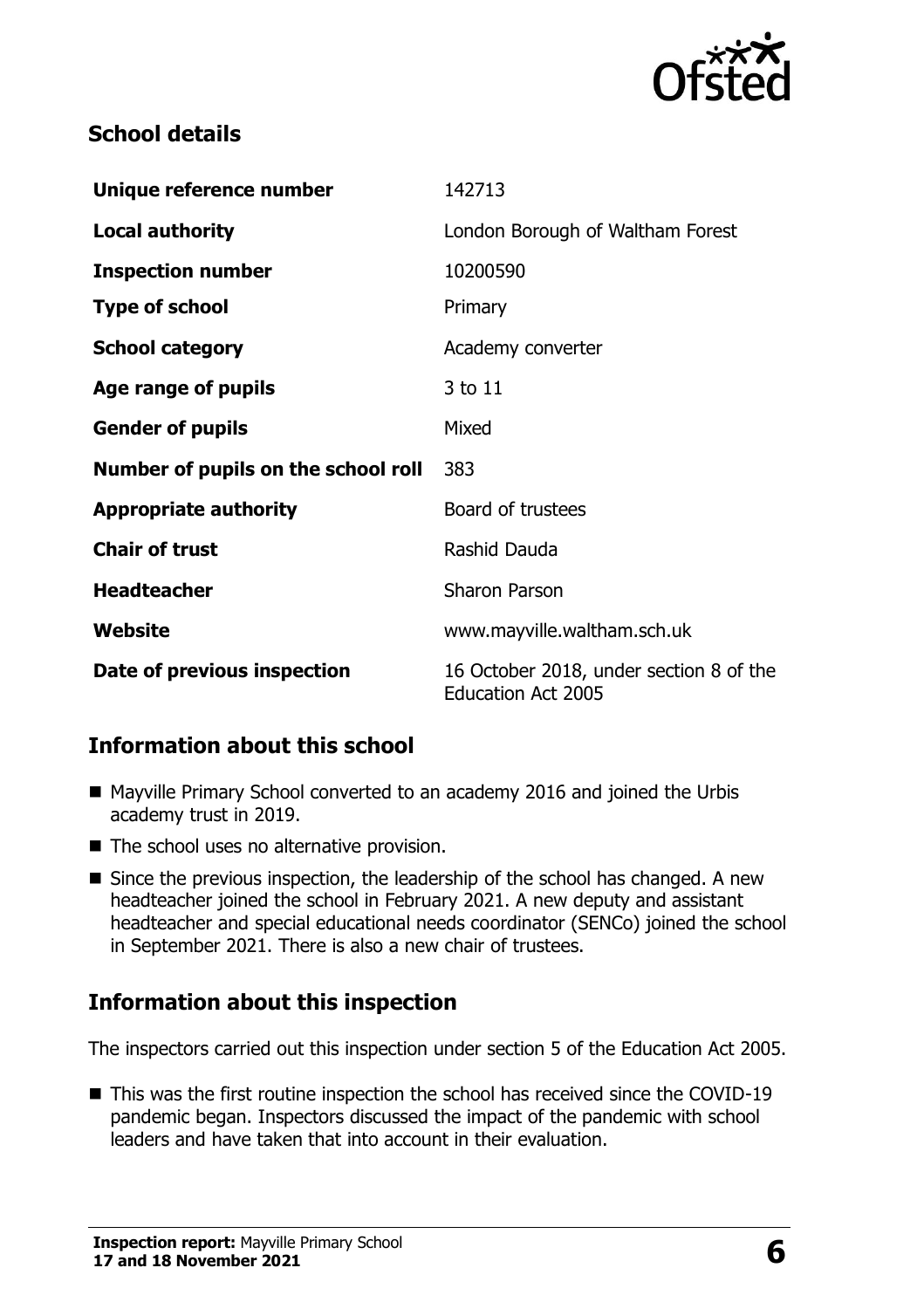## School details

| | |
|---|---|
| **Unique reference number** | 142713 |
| **Local authority** | London Borough of Waltham Forest |
| **Inspection number** | 10200590 |
| **Type of school** | Primary |
| **School category** | Academy converter |
| **Age range of pupils** | 3 to 11 |
| **Gender of pupils** | Mixed |
| **Number of pupils on the school roll** | 383 |
| **Appropriate authority** | Board of trustees |
| **Chair of trust** | Rashid Dauda |
| **Headteacher** | Sharon Parson |
| **Website** | www.mayville.waltham.sch.uk |
| **Date of previous inspection** | 16 October 2018, under section 8 of the Education Act 2005 |

## Information about this school

- Mayville Primary School converted to an academy 2016 and joined the Urbis academy trust in 2019.
- The school uses no alternative provision.
- Since the previous inspection, the leadership of the school has changed. A new headteacher joined the school in February 2021. A new deputy and assistant headteacher and special educational needs coordinator (SENCo) joined the school in September 2021. There is also a new chair of trustees.

## Information about this inspection

The inspectors carried out this inspection under section 5 of the Education Act 2005.

- This was the first routine inspection the school has received since the COVID-19 pandemic began. Inspectors discussed the impact of the pandemic with school leaders and have taken that into account in their evaluation.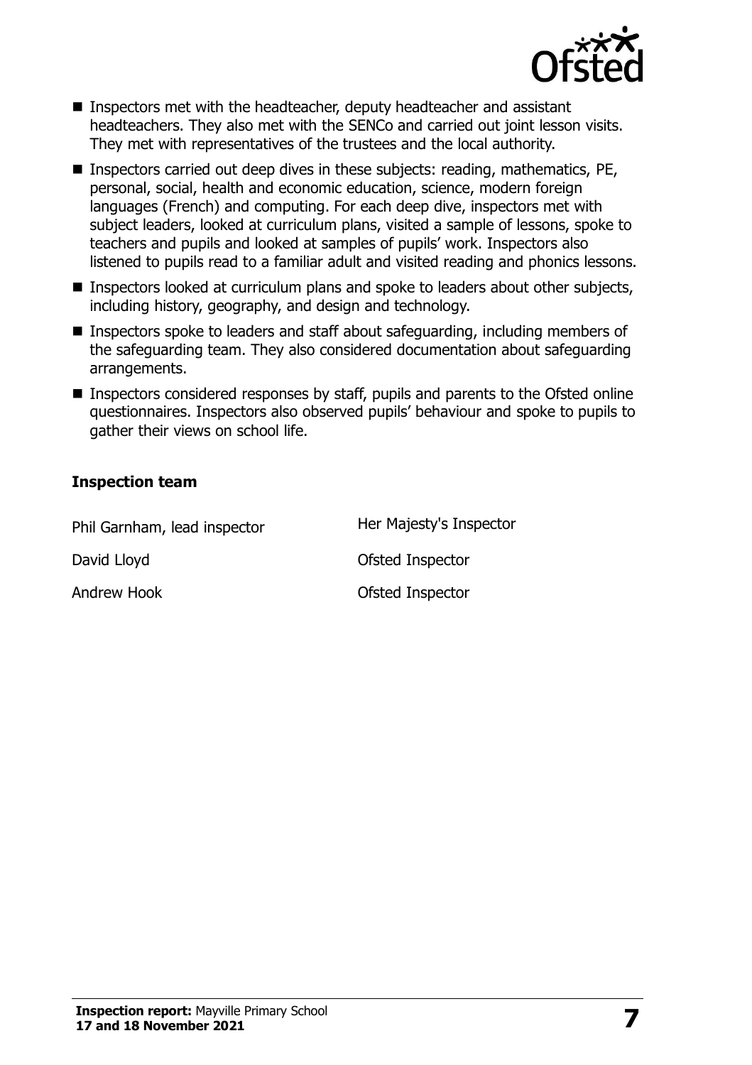- Inspectors met with the headteacher, deputy headteacher and assistant headteachers. They also met with the SENCo and carried out joint lesson visits. They met with representatives of the trustees and the local authority.
- Inspectors carried out deep dives in these subjects: reading, mathematics, PE, personal, social, health and economic education, science, modern foreign languages (French) and computing. For each deep dive, inspectors met with subject leaders, looked at curriculum plans, visited a sample of lessons, spoke to teachers and pupils and looked at samples of pupils' work. Inspectors also listened to pupils read to a familiar adult and visited reading and phonics lessons.
- Inspectors looked at curriculum plans and spoke to leaders about other subjects, including history, geography, and design and technology.
- Inspectors spoke to leaders and staff about safeguarding, including members of the safeguarding team. They also considered documentation about safeguarding arrangements.
- Inspectors considered responses by staff, pupils and parents to the Ofsted online questionnaires. Inspectors also observed pupils' behaviour and spoke to pupils to gather their views on school life.

### Inspection team

| | |
|---|---|
| Phil Garnham, lead inspector | Her Majesty's Inspector |
| David Lloyd | Ofsted Inspector |
| Andrew Hook | Ofsted Inspector |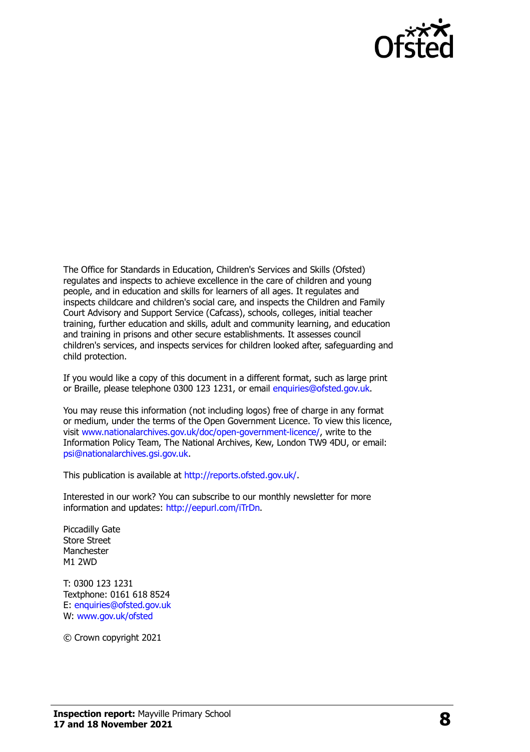The Office for Standards in Education, Children's Services and Skills (Ofsted) regulates and inspects to achieve excellence in the care of children and young people, and in education and skills for learners of all ages. It regulates and inspects childcare and children's social care, and inspects the Children and Family Court Advisory and Support Service (Cafcass), schools, colleges, initial teacher training, further education and skills, adult and community learning, and education and training in prisons and other secure establishments. It assesses council children's services, and inspects services for children looked after, safeguarding and child protection.

If you would like a copy of this document in a different format, such as large print or Braille, please telephone 0300 123 1231, or email enquiries@ofsted.gov.uk.

You may reuse this information (not including logos) free of charge in any format or medium, under the terms of the Open Government Licence. To view this licence, visit www.nationalarchives.gov.uk/doc/open-government-licence/, write to the Information Policy Team, The National Archives, Kew, London TW9 4DU, or email: psi@nationalarchives.gsi.gov.uk.

This publication is available at http://reports.ofsted.gov.uk/.

Interested in our work? You can subscribe to our monthly newsletter for more information and updates: http://eepurl.com/iTrDn.

Piccadilly Gate
Store Street
Manchester
M1 2WD

T: 0300 123 1231
Textphone: 0161 618 8524
E: enquiries@ofsted.gov.uk
W: www.gov.uk/ofsted

© Crown copyright 2021